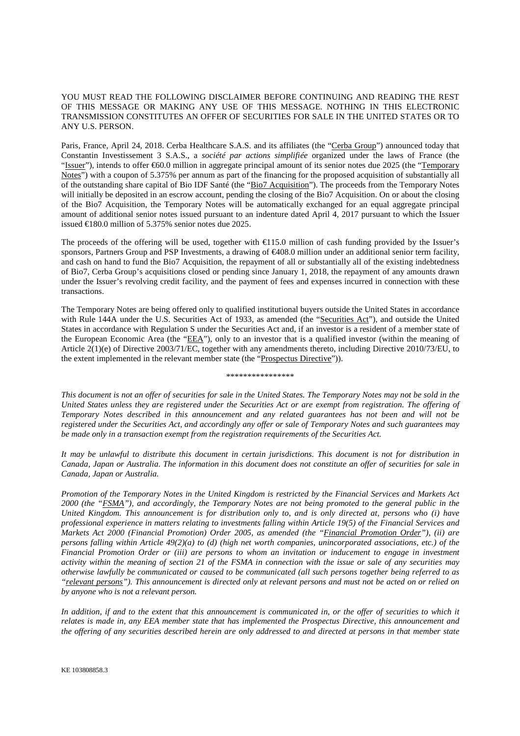YOU MUST READ THE FOLLOWING DISCLAIMER BEFORE CONTINUING AND READING THE REST OF THIS MESSAGE OR MAKING ANY USE OF THIS MESSAGE. NOTHING IN THIS ELECTRONIC TRANSMISSION CONSTITUTES AN OFFER OF SECURITIES FOR SALE IN THE UNITED STATES OR TO ANY U.S. PERSON.

Paris, France, April 24, 2018. Cerba Healthcare S.A.S. and its affiliates (the "Cerba Group") announced today that Constantin Investissement 3 S.A.S., a *société par actions simplifiée* organized under the laws of France (the "Issuer"), intends to offer €60.0 million in aggregate principal amount of its senior notes due 2025 (the "Temporary Notes") with a coupon of 5.375% per annum as part of the financing for the proposed acquisition of substantially all of the outstanding share capital of Bio IDF Santé (the "Bio7 Acquisition"). The proceeds from the Temporary Notes will initially be deposited in an escrow account, pending the closing of the Bio7 Acquisition. On or about the closing of the Bio7 Acquisition, the Temporary Notes will be automatically exchanged for an equal aggregate principal amount of additional senior notes issued pursuant to an indenture dated April 4, 2017 pursuant to which the Issuer issued €180.0 million of 5.375% senior notes due 2025.

The proceeds of the offering will be used, together with €115.0 million of cash funding provided by the Issuer's sponsors, Partners Group and PSP Investments, a drawing of €408.0 million under an additional senior term facility, and cash on hand to fund the Bio7 Acquisition, the repayment of all or substantially all of the existing indebtedness of Bio7, Cerba Group's acquisitions closed or pending since January 1, 2018, the repayment of any amounts drawn under the Issuer's revolving credit facility, and the payment of fees and expenses incurred in connection with these transactions.

The Temporary Notes are being offered only to qualified institutional buyers outside the United States in accordance with Rule 144A under the U.S. Securities Act of 1933, as amended (the "Securities Act"), and outside the United States in accordance with Regulation S under the Securities Act and, if an investor is a resident of a member state of the European Economic Area (the "EEA"), only to an investor that is a qualified investor (within the meaning of Article 2(1)(e) of Directive 2003/71/EC, together with any amendments thereto, including Directive 2010/73/EU, to the extent implemented in the relevant member state (the "Prospectus Directive")).

****************

*This document is not an offer of securities for sale in the United States. The Temporary Notes may not be sold in the United States unless they are registered under the Securities Act or are exempt from registration. The offering of Temporary Notes described in this announcement and any related guarantees has not been and will not be registered under the Securities Act, and accordingly any offer or sale of Temporary Notes and such guarantees may be made only in a transaction exempt from the registration requirements of the Securities Act.*

*It may be unlawful to distribute this document in certain jurisdictions. This document is not for distribution in Canada, Japan or Australia. The information in this document does not constitute an offer of securities for sale in Canada, Japan or Australia.*

*Promotion of the Temporary Notes in the United Kingdom is restricted by the Financial Services and Markets Act 2000 (the "FSMA"), and accordingly, the Temporary Notes are not being promoted to the general public in the United Kingdom. This announcement is for distribution only to, and is only directed at, persons who (i) have professional experience in matters relating to investments falling within Article 19(5) of the Financial Services and Markets Act 2000 (Financial Promotion) Order 2005, as amended (the "Financial Promotion Order"), (ii) are persons falling within Article 49(2)(a) to (d) (high net worth companies, unincorporated associations, etc.) of the Financial Promotion Order or (iii) are persons to whom an invitation or inducement to engage in investment activity within the meaning of section 21 of the FSMA in connection with the issue or sale of any securities may otherwise lawfully be communicated or caused to be communicated (all such persons together being referred to as "relevant persons"). This announcement is directed only at relevant persons and must not be acted on or relied on by anyone who is not a relevant person.*

*In addition, if and to the extent that this announcement is communicated in, or the offer of securities to which it relates is made in, any EEA member state that has implemented the Prospectus Directive, this announcement and the offering of any securities described herein are only addressed to and directed at persons in that member state*

KE 103808858.3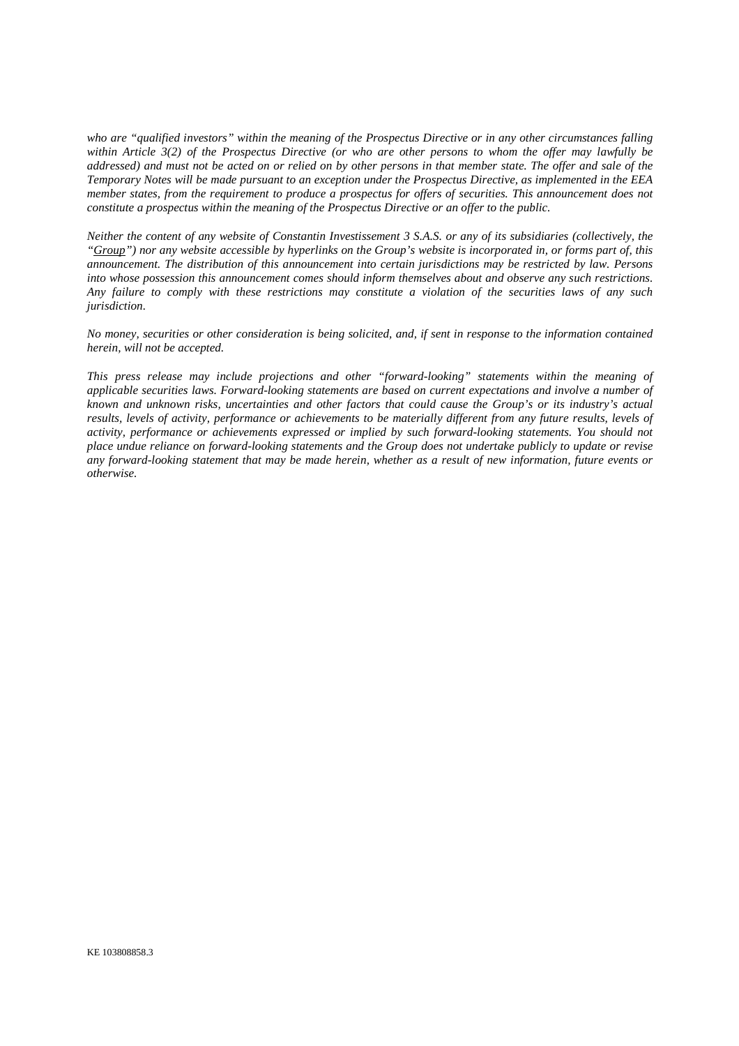*who are "qualified investors" within the meaning of the Prospectus Directive or in any other circumstances falling within Article 3(2) of the Prospectus Directive (or who are other persons to whom the offer may lawfully be addressed) and must not be acted on or relied on by other persons in that member state. The offer and sale of the Temporary Notes will be made pursuant to an exception under the Prospectus Directive, as implemented in the EEA member states, from the requirement to produce a prospectus for offers of securities. This announcement does not constitute a prospectus within the meaning of the Prospectus Directive or an offer to the public.*

*Neither the content of any website of Constantin Investissement 3 S.A.S. or any of its subsidiaries (collectively, the "Group") nor any website accessible by hyperlinks on the Group's website is incorporated in, or forms part of, this announcement. The distribution of this announcement into certain jurisdictions may be restricted by law. Persons into whose possession this announcement comes should inform themselves about and observe any such restrictions. Any failure to comply with these restrictions may constitute a violation of the securities laws of any such jurisdiction.*

*No money, securities or other consideration is being solicited, and, if sent in response to the information contained herein, will not be accepted.*

*This press release may include projections and other "forward-looking" statements within the meaning of applicable securities laws. Forward-looking statements are based on current expectations and involve a number of known and unknown risks, uncertainties and other factors that could cause the Group's or its industry's actual results, levels of activity, performance or achievements to be materially different from any future results, levels of activity, performance or achievements expressed or implied by such forward-looking statements. You should not place undue reliance on forward-looking statements and the Group does not undertake publicly to update or revise any forward-looking statement that may be made herein, whether as a result of new information, future events or otherwise.*

KE 103808858.3